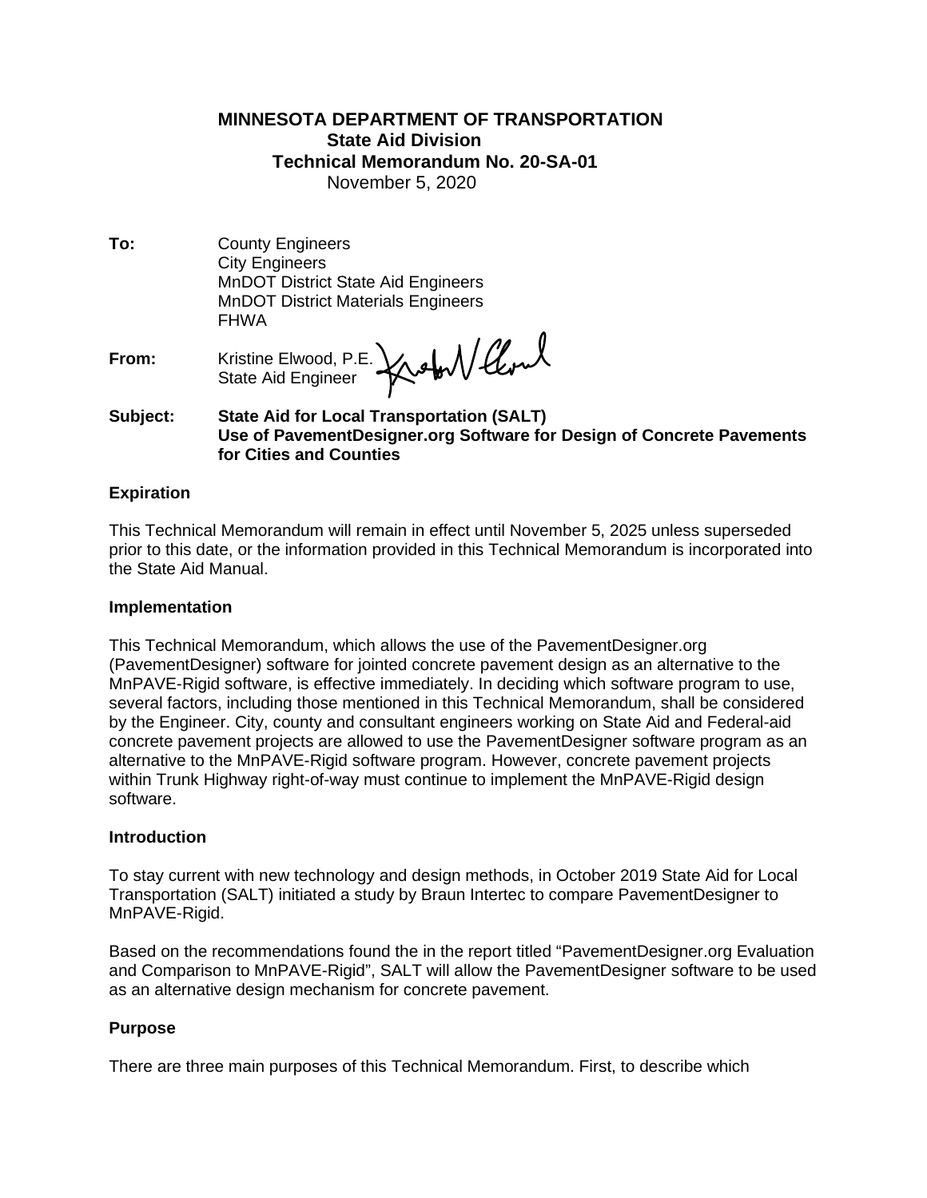**MINNESOTA DEPARTMENT OF TRANSPORTATION**
**State Aid Division**
**Technical Memorandum No. 20-SA-01**
November 5, 2020

**To:** County Engineers
City Engineers
MnDOT District State Aid Engineers
MnDOT District Materials Engineers
FHWA

**From:** Kristine Elwood, P.E.
State Aid Engineer

**Subject:** **State Aid for Local Transportation (SALT)**
**Use of PavementDesigner.org Software for Design of Concrete Pavements for Cities and Counties**

## Expiration

This Technical Memorandum will remain in effect until November 5, 2025 unless superseded prior to this date, or the information provided in this Technical Memorandum is incorporated into the State Aid Manual.

## Implementation

This Technical Memorandum, which allows the use of the PavementDesigner.org (PavementDesigner) software for jointed concrete pavement design as an alternative to the MnPAVE-Rigid software, is effective immediately. In deciding which software program to use, several factors, including those mentioned in this Technical Memorandum, shall be considered by the Engineer. City, county and consultant engineers working on State Aid and Federal-aid concrete pavement projects are allowed to use the PavementDesigner software program as an alternative to the MnPAVE-Rigid software program. However, concrete pavement projects within Trunk Highway right-of-way must continue to implement the MnPAVE-Rigid design software.

## Introduction

To stay current with new technology and design methods, in October 2019 State Aid for Local Transportation (SALT) initiated a study by Braun Intertec to compare PavementDesigner to MnPAVE-Rigid.

Based on the recommendations found the in the report titled "PavementDesigner.org Evaluation and Comparison to MnPAVE-Rigid", SALT will allow the PavementDesigner software to be used as an alternative design mechanism for concrete pavement.

## Purpose

There are three main purposes of this Technical Memorandum. First, to describe which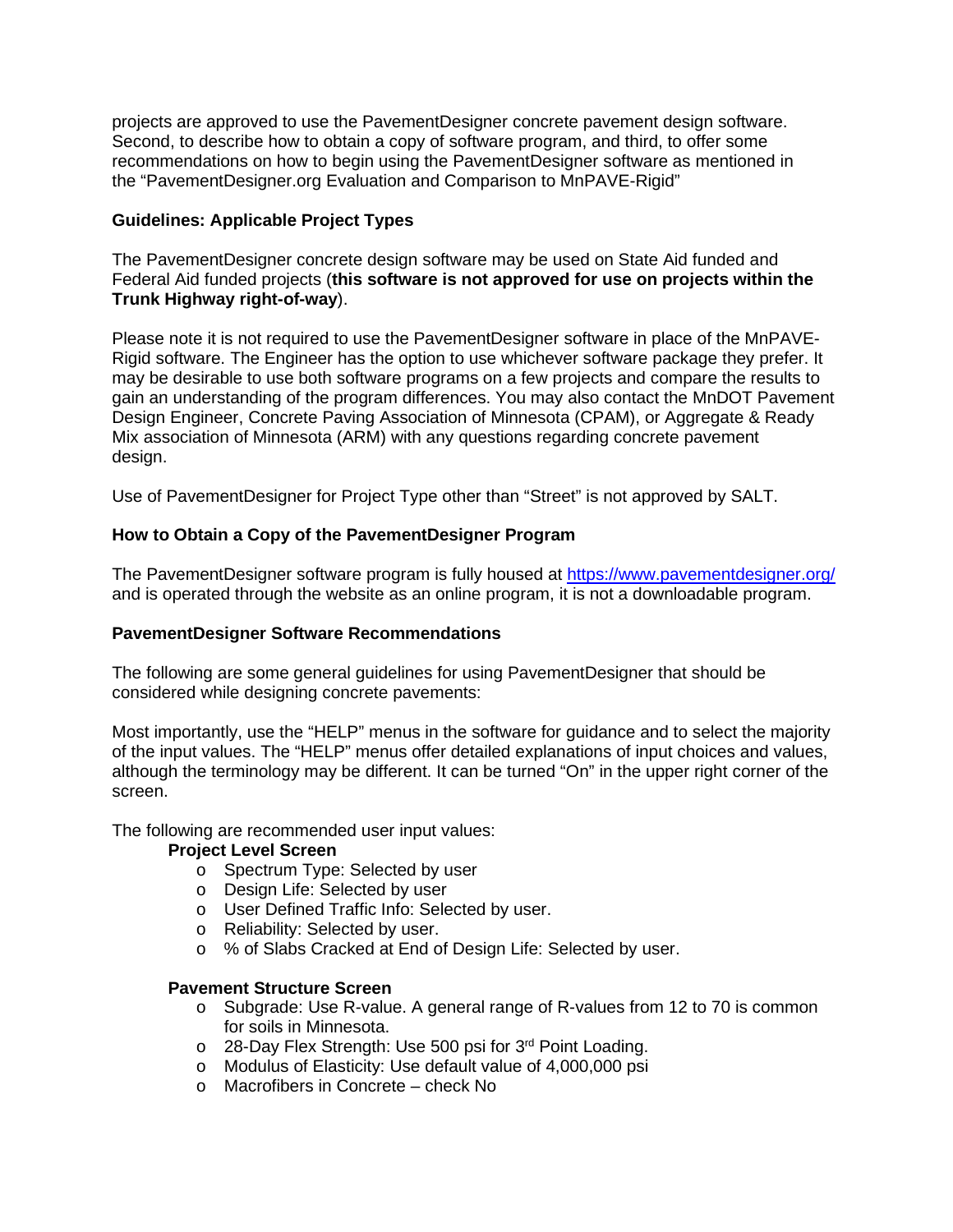projects are approved to use the PavementDesigner concrete pavement design software. Second, to describe how to obtain a copy of software program, and third, to offer some recommendations on how to begin using the PavementDesigner software as mentioned in the “PavementDesigner.org Evaluation and Comparison to MnPAVE-Rigid”

### Guidelines: Applicable Project Types

The PavementDesigner concrete design software may be used on State Aid funded and Federal Aid funded projects (**this software is not approved for use on projects within the Trunk Highway right-of-way**).

Please note it is not required to use the PavementDesigner software in place of the MnPAVE-Rigid software. The Engineer has the option to use whichever software package they prefer. It may be desirable to use both software programs on a few projects and compare the results to gain an understanding of the program differences. You may also contact the MnDOT Pavement Design Engineer, Concrete Paving Association of Minnesota (CPAM), or Aggregate & Ready Mix association of Minnesota (ARM) with any questions regarding concrete pavement design.

Use of PavementDesigner for Project Type other than “Street” is not approved by SALT.

### How to Obtain a Copy of the PavementDesigner Program

The PavementDesigner software program is fully housed at [https://www.pavementdesigner.org/](https://www.pavementdesigner.org/) and is operated through the website as an online program, it is not a downloadable program.

### PavementDesigner Software Recommendations

The following are some general guidelines for using PavementDesigner that should be considered while designing concrete pavements:

Most importantly, use the “HELP” menus in the software for guidance and to select the majority of the input values. The “HELP” menus offer detailed explanations of input choices and values, although the terminology may be different. It can be turned “On” in the upper right corner of the screen.

The following are recommended user input values:

**Project Level Screen**

- Spectrum Type: Selected by user
- Design Life: Selected by user
- User Defined Traffic Info: Selected by user.
- Reliability: Selected by user.
- % of Slabs Cracked at End of Design Life: Selected by user.

**Pavement Structure Screen**

- Subgrade: Use R-value. A general range of R-values from 12 to 70 is common for soils in Minnesota.
- 28-Day Flex Strength: Use 500 psi for 3rd Point Loading.
- Modulus of Elasticity: Use default value of 4,000,000 psi
- Macrofibers in Concrete – check No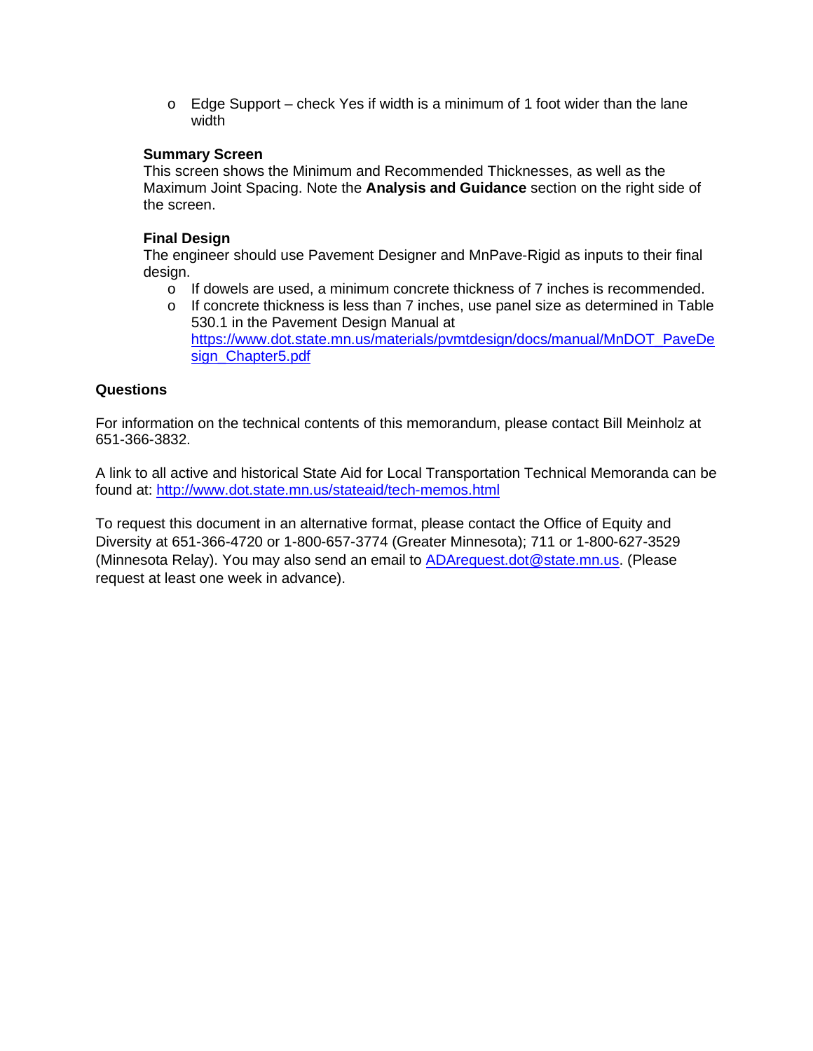- Edge Support – check Yes if width is a minimum of 1 foot wider than the lane width

**Summary Screen**
This screen shows the Minimum and Recommended Thicknesses, as well as the Maximum Joint Spacing. Note the **Analysis and Guidance** section on the right side of the screen.

**Final Design**
The engineer should use Pavement Designer and MnPave-Rigid as inputs to their final design.

- If dowels are used, a minimum concrete thickness of 7 inches is recommended.
- If concrete thickness is less than 7 inches, use panel size as determined in Table 530.1 in the Pavement Design Manual at [https://www.dot.state.mn.us/materials/pvmtdesign/docs/manual/MnDOT_PaveDesign_Chapter5.pdf](https://www.dot.state.mn.us/materials/pvmtdesign/docs/manual/MnDOT_PaveDesign_Chapter5.pdf)

## Questions

For information on the technical contents of this memorandum, please contact Bill Meinholz at 651-366-3832.

A link to all active and historical State Aid for Local Transportation Technical Memoranda can be found at: [http://www.dot.state.mn.us/stateaid/tech-memos.html](http://www.dot.state.mn.us/stateaid/tech-memos.html)

To request this document in an alternative format, please contact the Office of Equity and Diversity at 651-366-4720 or 1-800-657-3774 (Greater Minnesota); 711 or 1-800-627-3529 (Minnesota Relay). You may also send an email to [ADArequest.dot@state.mn.us](mailto:ADArequest.dot@state.mn.us). (Please request at least one week in advance).